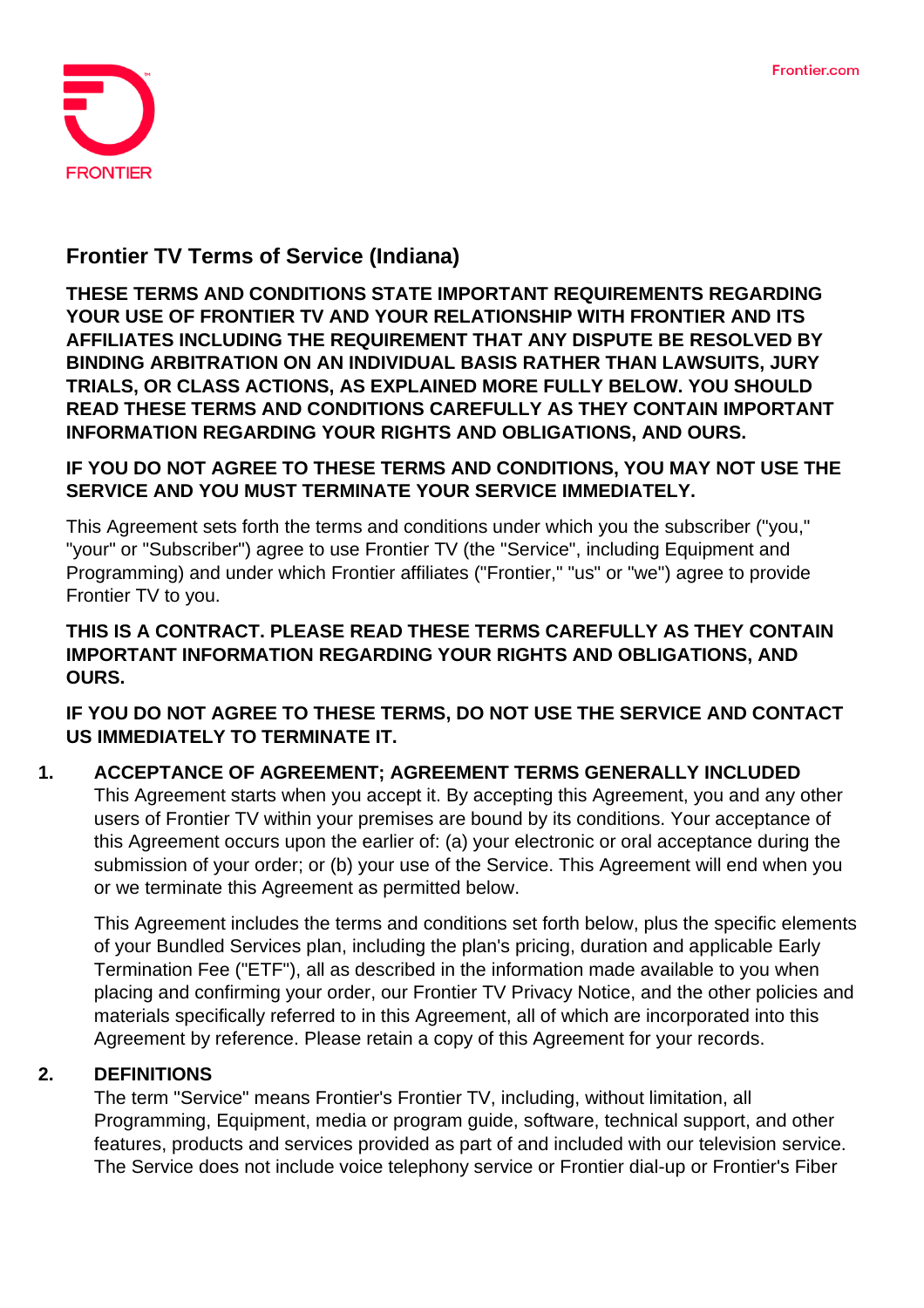# Frontier TV Terms of Service (Indiana)

**THESE TERMS AND CONDITIONS STATE IMPORTANT REQUIREMENTS REGARDING YOUR USE OF FRONTIER TV AND YOUR RELATIONSHIP WITH FRONTIER AND ITS AFFILIATES INCLUDING THE REQUIREMENT THAT ANY DISPUTE BE RESOLVED BY BINDING ARBITRATION ON AN INDIVIDUAL BASIS RATHER THAN LAWSUITS, JURY TRIALS, OR CLASS ACTIONS, AS EXPLAINED MORE FULLY BELOW. YOU SHOULD READ THESE TERMS AND CONDITIONS CAREFULLY AS THEY CONTAIN IMPORTANT INFORMATION REGARDING YOUR RIGHTS AND OBLIGATIONS, AND OURS.**

**IF YOU DO NOT AGREE TO THESE TERMS AND CONDITIONS, YOU MAY NOT USE THE SERVICE AND YOU MUST TERMINATE YOUR SERVICE IMMEDIATELY.**

This Agreement sets forth the terms and conditions under which you the subscriber ("you," "your" or "Subscriber") agree to use Frontier TV (the "Service", including Equipment and Programming) and under which Frontier affiliates ("Frontier," "us" or "we") agree to provide Frontier TV to you.

**THIS IS A CONTRACT. PLEASE READ THESE TERMS CAREFULLY AS THEY CONTAIN IMPORTANT INFORMATION REGARDING YOUR RIGHTS AND OBLIGATIONS, AND OURS.**

**IF YOU DO NOT AGREE TO THESE TERMS, DO NOT USE THE SERVICE AND CONTACT US IMMEDIATELY TO TERMINATE IT.**

## 1. ACCEPTANCE OF AGREEMENT; AGREEMENT TERMS GENERALLY INCLUDED

This Agreement starts when you accept it. By accepting this Agreement, you and any other users of Frontier TV within your premises are bound by its conditions. Your acceptance of this Agreement occurs upon the earlier of: (a) your electronic or oral acceptance during the submission of your order; or (b) your use of the Service. This Agreement will end when you or we terminate this Agreement as permitted below.

This Agreement includes the terms and conditions set forth below, plus the specific elements of your Bundled Services plan, including the plan's pricing, duration and applicable Early Termination Fee ("ETF"), all as described in the information made available to you when placing and confirming your order, our Frontier TV Privacy Notice, and the other policies and materials specifically referred to in this Agreement, all of which are incorporated into this Agreement by reference. Please retain a copy of this Agreement for your records.

## 2. DEFINITIONS

The term "Service" means Frontier's Frontier TV, including, without limitation, all Programming, Equipment, media or program guide, software, technical support, and other features, products and services provided as part of and included with our television service. The Service does not include voice telephony service or Frontier dial-up or Frontier's Fiber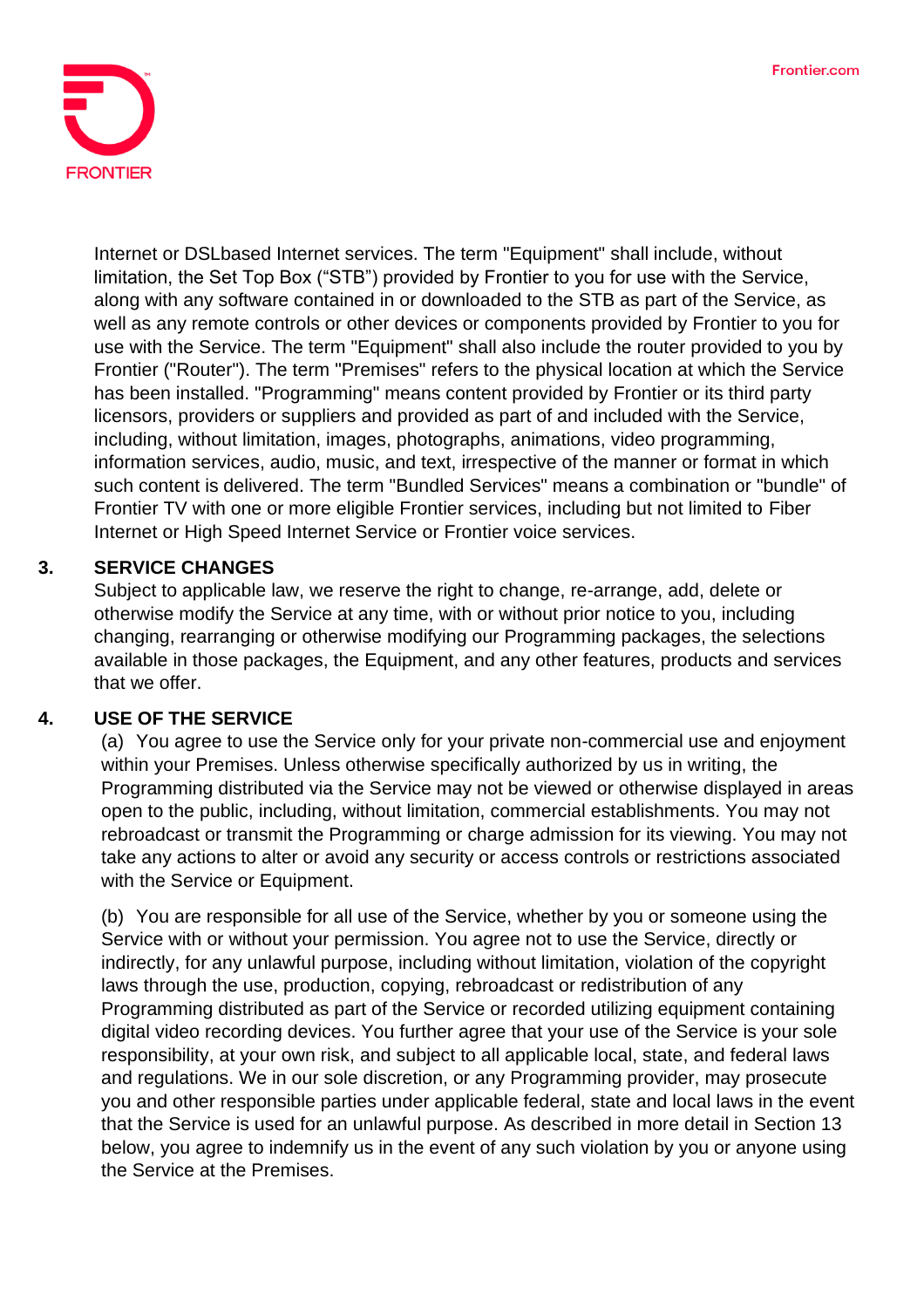Internet or DSLbased Internet services. The term "Equipment" shall include, without limitation, the Set Top Box ("STB") provided by Frontier to you for use with the Service, along with any software contained in or downloaded to the STB as part of the Service, as well as any remote controls or other devices or components provided by Frontier to you for use with the Service. The term "Equipment" shall also include the router provided to you by Frontier ("Router"). The term "Premises" refers to the physical location at which the Service has been installed. "Programming" means content provided by Frontier or its third party licensors, providers or suppliers and provided as part of and included with the Service, including, without limitation, images, photographs, animations, video programming, information services, audio, music, and text, irrespective of the manner or format in which such content is delivered. The term "Bundled Services" means a combination or "bundle" of Frontier TV with one or more eligible Frontier services, including but not limited to Fiber Internet or High Speed Internet Service or Frontier voice services.

## 3. SERVICE CHANGES

Subject to applicable law, we reserve the right to change, re-arrange, add, delete or otherwise modify the Service at any time, with or without prior notice to you, including changing, rearranging or otherwise modifying our Programming packages, the selections available in those packages, the Equipment, and any other features, products and services that we offer.

## 4. USE OF THE SERVICE

(a) You agree to use the Service only for your private non-commercial use and enjoyment within your Premises. Unless otherwise specifically authorized by us in writing, the Programming distributed via the Service may not be viewed or otherwise displayed in areas open to the public, including, without limitation, commercial establishments. You may not rebroadcast or transmit the Programming or charge admission for its viewing. You may not take any actions to alter or avoid any security or access controls or restrictions associated with the Service or Equipment.

(b) You are responsible for all use of the Service, whether by you or someone using the Service with or without your permission. You agree not to use the Service, directly or indirectly, for any unlawful purpose, including without limitation, violation of the copyright laws through the use, production, copying, rebroadcast or redistribution of any Programming distributed as part of the Service or recorded utilizing equipment containing digital video recording devices. You further agree that your use of the Service is your sole responsibility, at your own risk, and subject to all applicable local, state, and federal laws and regulations. We in our sole discretion, or any Programming provider, may prosecute you and other responsible parties under applicable federal, state and local laws in the event that the Service is used for an unlawful purpose. As described in more detail in Section 13 below, you agree to indemnify us in the event of any such violation by you or anyone using the Service at the Premises.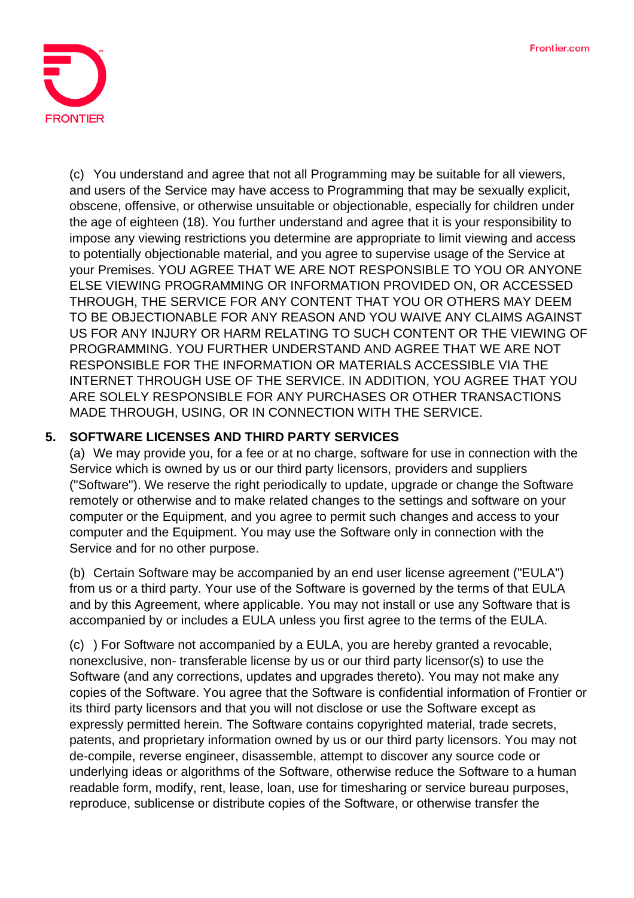(c) You understand and agree that not all Programming may be suitable for all viewers, and users of the Service may have access to Programming that may be sexually explicit, obscene, offensive, or otherwise unsuitable or objectionable, especially for children under the age of eighteen (18). You further understand and agree that it is your responsibility to impose any viewing restrictions you determine are appropriate to limit viewing and access to potentially objectionable material, and you agree to supervise usage of the Service at your Premises. YOU AGREE THAT WE ARE NOT RESPONSIBLE TO YOU OR ANYONE ELSE VIEWING PROGRAMMING OR INFORMATION PROVIDED ON, OR ACCESSED THROUGH, THE SERVICE FOR ANY CONTENT THAT YOU OR OTHERS MAY DEEM TO BE OBJECTIONABLE FOR ANY REASON AND YOU WAIVE ANY CLAIMS AGAINST US FOR ANY INJURY OR HARM RELATING TO SUCH CONTENT OR THE VIEWING OF PROGRAMMING. YOU FURTHER UNDERSTAND AND AGREE THAT WE ARE NOT RESPONSIBLE FOR THE INFORMATION OR MATERIALS ACCESSIBLE VIA THE INTERNET THROUGH USE OF THE SERVICE. IN ADDITION, YOU AGREE THAT YOU ARE SOLELY RESPONSIBLE FOR ANY PURCHASES OR OTHER TRANSACTIONS MADE THROUGH, USING, OR IN CONNECTION WITH THE SERVICE.

## 5. SOFTWARE LICENSES AND THIRD PARTY SERVICES

(a) We may provide you, for a fee or at no charge, software for use in connection with the Service which is owned by us or our third party licensors, providers and suppliers ("Software"). We reserve the right periodically to update, upgrade or change the Software remotely or otherwise and to make related changes to the settings and software on your computer or the Equipment, and you agree to permit such changes and access to your computer and the Equipment. You may use the Software only in connection with the Service and for no other purpose.

(b) Certain Software may be accompanied by an end user license agreement ("EULA") from us or a third party. Your use of the Software is governed by the terms of that EULA and by this Agreement, where applicable. You may not install or use any Software that is accompanied by or includes a EULA unless you first agree to the terms of the EULA.

(c) ) For Software not accompanied by a EULA, you are hereby granted a revocable, nonexclusive, non- transferable license by us or our third party licensor(s) to use the Software (and any corrections, updates and upgrades thereto). You may not make any copies of the Software. You agree that the Software is confidential information of Frontier or its third party licensors and that you will not disclose or use the Software except as expressly permitted herein. The Software contains copyrighted material, trade secrets, patents, and proprietary information owned by us or our third party licensors. You may not de-compile, reverse engineer, disassemble, attempt to discover any source code or underlying ideas or algorithms of the Software, otherwise reduce the Software to a human readable form, modify, rent, lease, loan, use for timesharing or service bureau purposes, reproduce, sublicense or distribute copies of the Software, or otherwise transfer the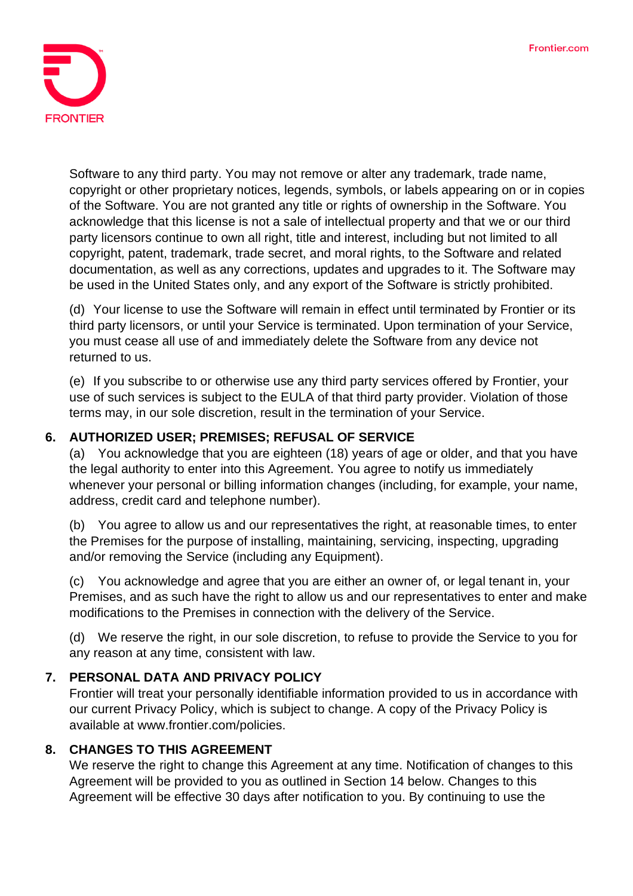Software to any third party. You may not remove or alter any trademark, trade name, copyright or other proprietary notices, legends, symbols, or labels appearing on or in copies of the Software. You are not granted any title or rights of ownership in the Software. You acknowledge that this license is not a sale of intellectual property and that we or our third party licensors continue to own all right, title and interest, including but not limited to all copyright, patent, trademark, trade secret, and moral rights, to the Software and related documentation, as well as any corrections, updates and upgrades to it. The Software may be used in the United States only, and any export of the Software is strictly prohibited.

(d) Your license to use the Software will remain in effect until terminated by Frontier or its third party licensors, or until your Service is terminated. Upon termination of your Service, you must cease all use of and immediately delete the Software from any device not returned to us.

(e) If you subscribe to or otherwise use any third party services offered by Frontier, your use of such services is subject to the EULA of that third party provider. Violation of those terms may, in our sole discretion, result in the termination of your Service.

**6. AUTHORIZED USER; PREMISES; REFUSAL OF SERVICE**

(a) You acknowledge that you are eighteen (18) years of age or older, and that you have the legal authority to enter into this Agreement. You agree to notify us immediately whenever your personal or billing information changes (including, for example, your name, address, credit card and telephone number).

(b) You agree to allow us and our representatives the right, at reasonable times, to enter the Premises for the purpose of installing, maintaining, servicing, inspecting, upgrading and/or removing the Service (including any Equipment).

(c) You acknowledge and agree that you are either an owner of, or legal tenant in, your Premises, and as such have the right to allow us and our representatives to enter and make modifications to the Premises in connection with the delivery of the Service.

(d) We reserve the right, in our sole discretion, to refuse to provide the Service to you for any reason at any time, consistent with law.

**7. PERSONAL DATA AND PRIVACY POLICY**

Frontier will treat your personally identifiable information provided to us in accordance with our current Privacy Policy, which is subject to change. A copy of the Privacy Policy is available at www.frontier.com/policies.

**8. CHANGES TO THIS AGREEMENT**

We reserve the right to change this Agreement at any time. Notification of changes to this Agreement will be provided to you as outlined in Section 14 below. Changes to this Agreement will be effective 30 days after notification to you. By continuing to use the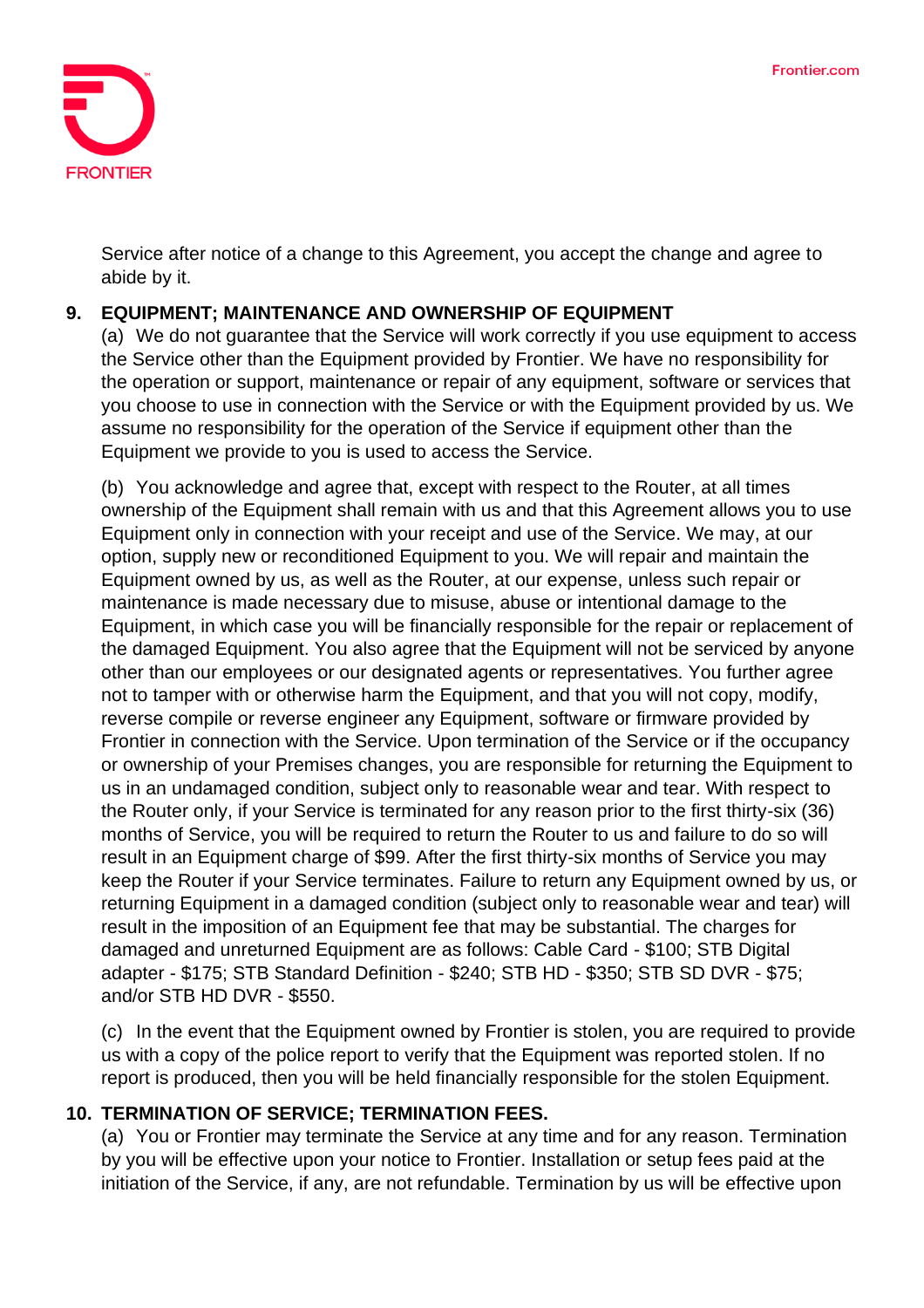Service after notice of a change to this Agreement, you accept the change and agree to abide by it.

**9. EQUIPMENT; MAINTENANCE AND OWNERSHIP OF EQUIPMENT**

(a) We do not guarantee that the Service will work correctly if you use equipment to access the Service other than the Equipment provided by Frontier. We have no responsibility for the operation or support, maintenance or repair of any equipment, software or services that you choose to use in connection with the Service or with the Equipment provided by us. We assume no responsibility for the operation of the Service if equipment other than the Equipment we provide to you is used to access the Service.

(b) You acknowledge and agree that, except with respect to the Router, at all times ownership of the Equipment shall remain with us and that this Agreement allows you to use Equipment only in connection with your receipt and use of the Service. We may, at our option, supply new or reconditioned Equipment to you. We will repair and maintain the Equipment owned by us, as well as the Router, at our expense, unless such repair or maintenance is made necessary due to misuse, abuse or intentional damage to the Equipment, in which case you will be financially responsible for the repair or replacement of the damaged Equipment. You also agree that the Equipment will not be serviced by anyone other than our employees or our designated agents or representatives. You further agree not to tamper with or otherwise harm the Equipment, and that you will not copy, modify, reverse compile or reverse engineer any Equipment, software or firmware provided by Frontier in connection with the Service. Upon termination of the Service or if the occupancy or ownership of your Premises changes, you are responsible for returning the Equipment to us in an undamaged condition, subject only to reasonable wear and tear. With respect to the Router only, if your Service is terminated for any reason prior to the first thirty-six (36) months of Service, you will be required to return the Router to us and failure to do so will result in an Equipment charge of $99. After the first thirty-six months of Service you may keep the Router if your Service terminates. Failure to return any Equipment owned by us, or returning Equipment in a damaged condition (subject only to reasonable wear and tear) will result in the imposition of an Equipment fee that may be substantial. The charges for damaged and unreturned Equipment are as follows: Cable Card - $100; STB Digital adapter - $175; STB Standard Definition - $240; STB HD - $350; STB SD DVR - $75; and/or STB HD DVR - $550.

(c) In the event that the Equipment owned by Frontier is stolen, you are required to provide us with a copy of the police report to verify that the Equipment was reported stolen. If no report is produced, then you will be held financially responsible for the stolen Equipment.

**10. TERMINATION OF SERVICE; TERMINATION FEES.**

(a) You or Frontier may terminate the Service at any time and for any reason. Termination by you will be effective upon your notice to Frontier. Installation or setup fees paid at the initiation of the Service, if any, are not refundable. Termination by us will be effective upon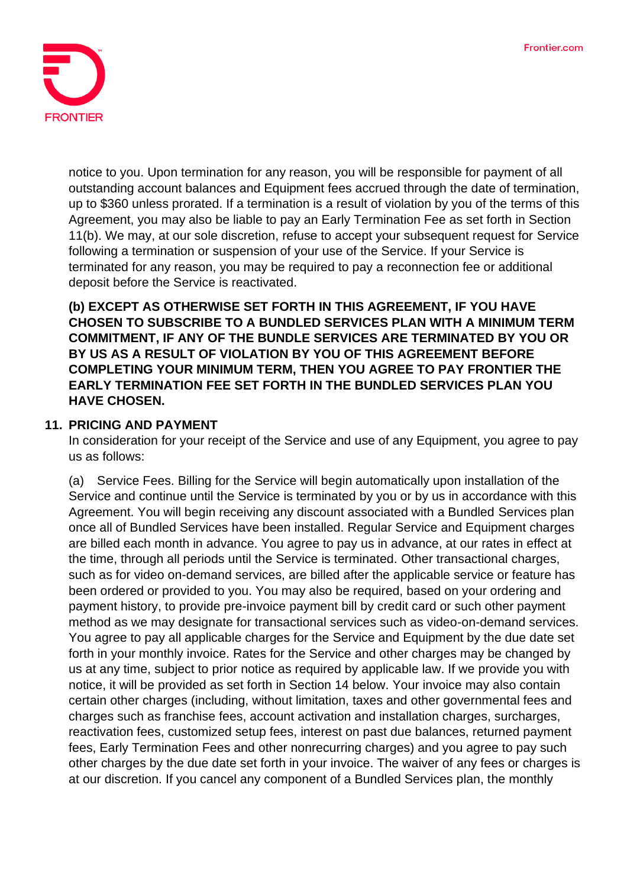notice to you. Upon termination for any reason, you will be responsible for payment of all outstanding account balances and Equipment fees accrued through the date of termination, up to $360 unless prorated. If a termination is a result of violation by you of the terms of this Agreement, you may also be liable to pay an Early Termination Fee as set forth in Section 11(b). We may, at our sole discretion, refuse to accept your subsequent request for Service following a termination or suspension of your use of the Service. If your Service is terminated for any reason, you may be required to pay a reconnection fee or additional deposit before the Service is reactivated.

**(b) EXCEPT AS OTHERWISE SET FORTH IN THIS AGREEMENT, IF YOU HAVE CHOSEN TO SUBSCRIBE TO A BUNDLED SERVICES PLAN WITH A MINIMUM TERM COMMITMENT, IF ANY OF THE BUNDLE SERVICES ARE TERMINATED BY YOU OR BY US AS A RESULT OF VIOLATION BY YOU OF THIS AGREEMENT BEFORE COMPLETING YOUR MINIMUM TERM, THEN YOU AGREE TO PAY FRONTIER THE EARLY TERMINATION FEE SET FORTH IN THE BUNDLED SERVICES PLAN YOU HAVE CHOSEN.**

## 11. PRICING AND PAYMENT

In consideration for your receipt of the Service and use of any Equipment, you agree to pay us as follows:

(a) Service Fees. Billing for the Service will begin automatically upon installation of the Service and continue until the Service is terminated by you or by us in accordance with this Agreement. You will begin receiving any discount associated with a Bundled Services plan once all of Bundled Services have been installed. Regular Service and Equipment charges are billed each month in advance. You agree to pay us in advance, at our rates in effect at the time, through all periods until the Service is terminated. Other transactional charges, such as for video on-demand services, are billed after the applicable service or feature has been ordered or provided to you. You may also be required, based on your ordering and payment history, to provide pre-invoice payment bill by credit card or such other payment method as we may designate for transactional services such as video-on-demand services. You agree to pay all applicable charges for the Service and Equipment by the due date set forth in your monthly invoice. Rates for the Service and other charges may be changed by us at any time, subject to prior notice as required by applicable law. If we provide you with notice, it will be provided as set forth in Section 14 below. Your invoice may also contain certain other charges (including, without limitation, taxes and other governmental fees and charges such as franchise fees, account activation and installation charges, surcharges, reactivation fees, customized setup fees, interest on past due balances, returned payment fees, Early Termination Fees and other nonrecurring charges) and you agree to pay such other charges by the due date set forth in your invoice. The waiver of any fees or charges is at our discretion. If you cancel any component of a Bundled Services plan, the monthly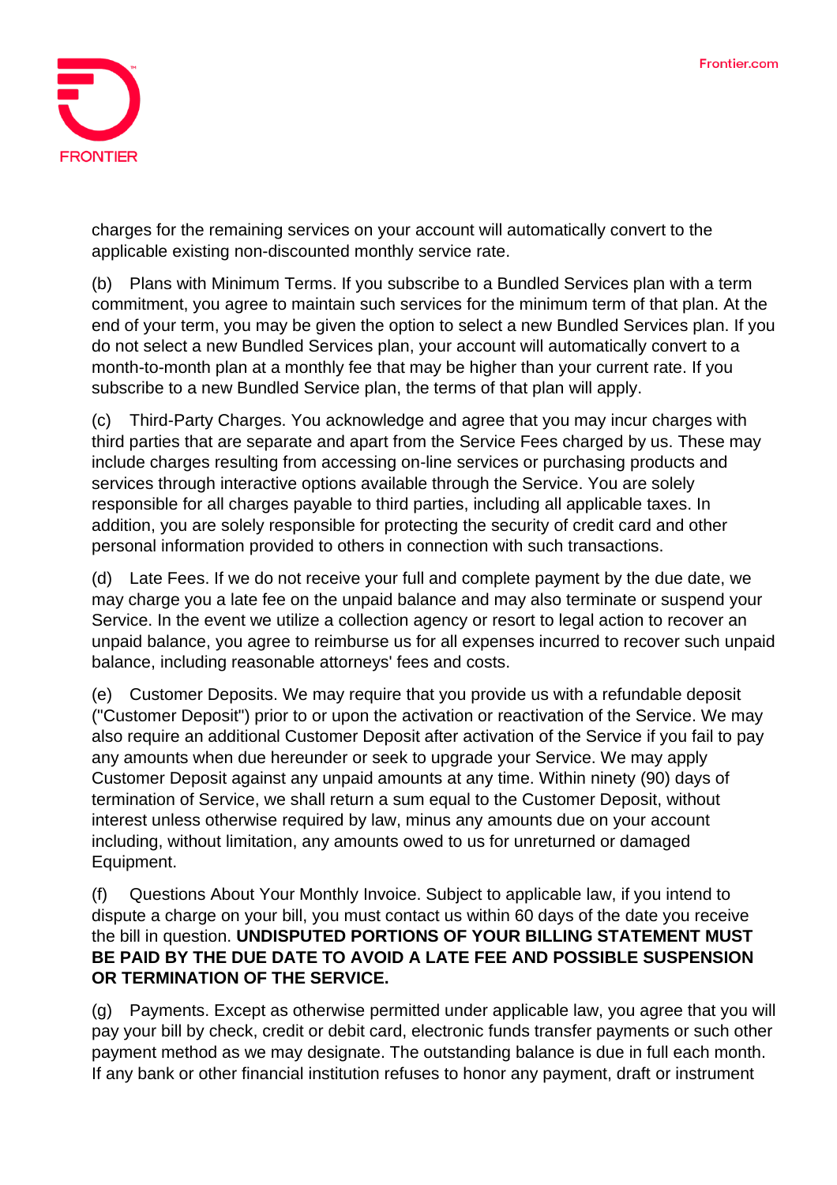charges for the remaining services on your account will automatically convert to the applicable existing non-discounted monthly service rate.

(b) Plans with Minimum Terms. If you subscribe to a Bundled Services plan with a term commitment, you agree to maintain such services for the minimum term of that plan. At the end of your term, you may be given the option to select a new Bundled Services plan. If you do not select a new Bundled Services plan, your account will automatically convert to a month-to-month plan at a monthly fee that may be higher than your current rate. If you subscribe to a new Bundled Service plan, the terms of that plan will apply.

(c) Third-Party Charges. You acknowledge and agree that you may incur charges with third parties that are separate and apart from the Service Fees charged by us. These may include charges resulting from accessing on-line services or purchasing products and services through interactive options available through the Service. You are solely responsible for all charges payable to third parties, including all applicable taxes. In addition, you are solely responsible for protecting the security of credit card and other personal information provided to others in connection with such transactions.

(d) Late Fees. If we do not receive your full and complete payment by the due date, we may charge you a late fee on the unpaid balance and may also terminate or suspend your Service. In the event we utilize a collection agency or resort to legal action to recover an unpaid balance, you agree to reimburse us for all expenses incurred to recover such unpaid balance, including reasonable attorneys' fees and costs.

(e) Customer Deposits. We may require that you provide us with a refundable deposit ("Customer Deposit") prior to or upon the activation or reactivation of the Service. We may also require an additional Customer Deposit after activation of the Service if you fail to pay any amounts when due hereunder or seek to upgrade your Service. We may apply Customer Deposit against any unpaid amounts at any time. Within ninety (90) days of termination of Service, we shall return a sum equal to the Customer Deposit, without interest unless otherwise required by law, minus any amounts due on your account including, without limitation, any amounts owed to us for unreturned or damaged Equipment.

(f) Questions About Your Monthly Invoice. Subject to applicable law, if you intend to dispute a charge on your bill, you must contact us within 60 days of the date you receive the bill in question. **UNDISPUTED PORTIONS OF YOUR BILLING STATEMENT MUST BE PAID BY THE DUE DATE TO AVOID A LATE FEE AND POSSIBLE SUSPENSION OR TERMINATION OF THE SERVICE.**

(g) Payments. Except as otherwise permitted under applicable law, you agree that you will pay your bill by check, credit or debit card, electronic funds transfer payments or such other payment method as we may designate. The outstanding balance is due in full each month. If any bank or other financial institution refuses to honor any payment, draft or instrument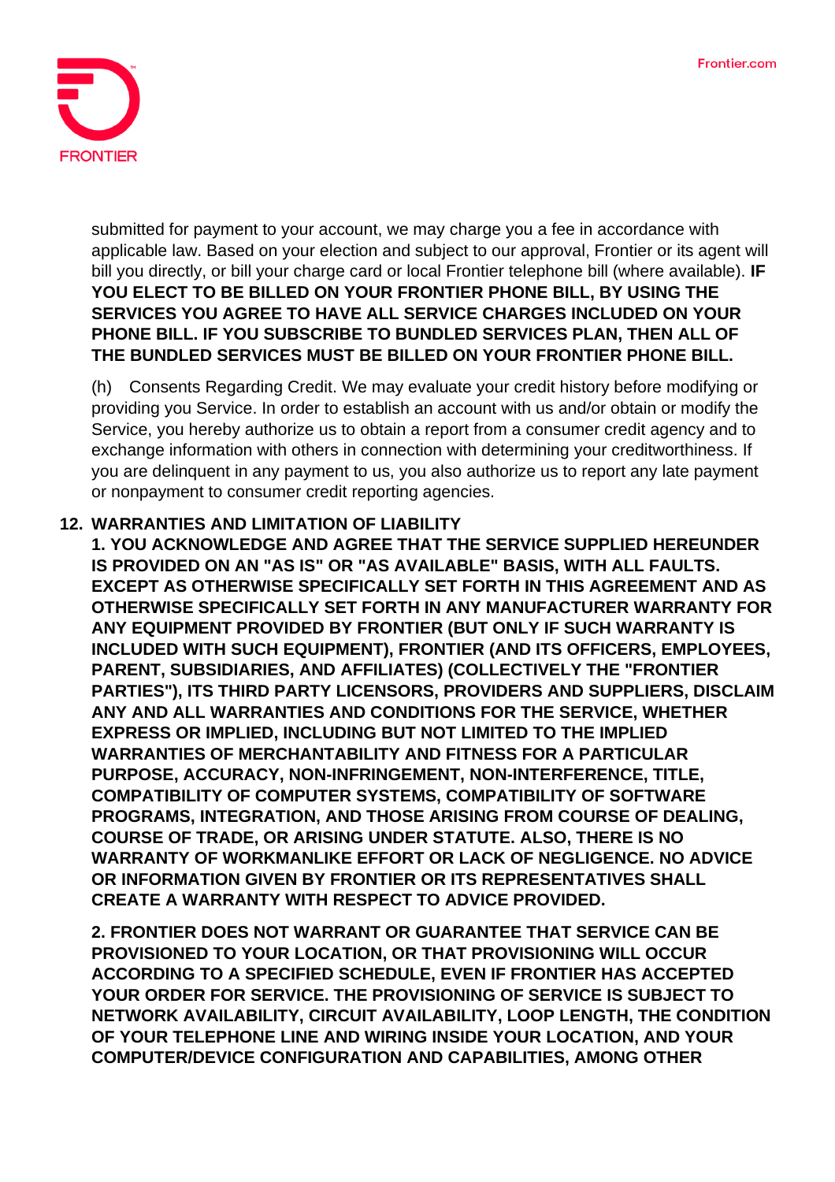submitted for payment to your account, we may charge you a fee in accordance with applicable law. Based on your election and subject to our approval, Frontier or its agent will bill you directly, or bill your charge card or local Frontier telephone bill (where available). **IF YOU ELECT TO BE BILLED ON YOUR FRONTIER PHONE BILL, BY USING THE SERVICES YOU AGREE TO HAVE ALL SERVICE CHARGES INCLUDED ON YOUR PHONE BILL. IF YOU SUBSCRIBE TO BUNDLED SERVICES PLAN, THEN ALL OF THE BUNDLED SERVICES MUST BE BILLED ON YOUR FRONTIER PHONE BILL.**

(h) Consents Regarding Credit. We may evaluate your credit history before modifying or providing you Service. In order to establish an account with us and/or obtain or modify the Service, you hereby authorize us to obtain a report from a consumer credit agency and to exchange information with others in connection with determining your creditworthiness. If you are delinquent in any payment to us, you also authorize us to report any late payment or nonpayment to consumer credit reporting agencies.

## 12. WARRANTIES AND LIMITATION OF LIABILITY

**1. YOU ACKNOWLEDGE AND AGREE THAT THE SERVICE SUPPLIED HEREUNDER IS PROVIDED ON AN "AS IS" OR "AS AVAILABLE" BASIS, WITH ALL FAULTS. EXCEPT AS OTHERWISE SPECIFICALLY SET FORTH IN THIS AGREEMENT AND AS OTHERWISE SPECIFICALLY SET FORTH IN ANY MANUFACTURER WARRANTY FOR ANY EQUIPMENT PROVIDED BY FRONTIER (BUT ONLY IF SUCH WARRANTY IS INCLUDED WITH SUCH EQUIPMENT), FRONTIER (AND ITS OFFICERS, EMPLOYEES, PARENT, SUBSIDIARIES, AND AFFILIATES) (COLLECTIVELY THE "FRONTIER PARTIES"), ITS THIRD PARTY LICENSORS, PROVIDERS AND SUPPLIERS, DISCLAIM ANY AND ALL WARRANTIES AND CONDITIONS FOR THE SERVICE, WHETHER EXPRESS OR IMPLIED, INCLUDING BUT NOT LIMITED TO THE IMPLIED WARRANTIES OF MERCHANTABILITY AND FITNESS FOR A PARTICULAR PURPOSE, ACCURACY, NON-INFRINGEMENT, NON-INTERFERENCE, TITLE, COMPATIBILITY OF COMPUTER SYSTEMS, COMPATIBILITY OF SOFTWARE PROGRAMS, INTEGRATION, AND THOSE ARISING FROM COURSE OF DEALING, COURSE OF TRADE, OR ARISING UNDER STATUTE. ALSO, THERE IS NO WARRANTY OF WORKMANLIKE EFFORT OR LACK OF NEGLIGENCE. NO ADVICE OR INFORMATION GIVEN BY FRONTIER OR ITS REPRESENTATIVES SHALL CREATE A WARRANTY WITH RESPECT TO ADVICE PROVIDED.**

**2. FRONTIER DOES NOT WARRANT OR GUARANTEE THAT SERVICE CAN BE PROVISIONED TO YOUR LOCATION, OR THAT PROVISIONING WILL OCCUR ACCORDING TO A SPECIFIED SCHEDULE, EVEN IF FRONTIER HAS ACCEPTED YOUR ORDER FOR SERVICE. THE PROVISIONING OF SERVICE IS SUBJECT TO NETWORK AVAILABILITY, CIRCUIT AVAILABILITY, LOOP LENGTH, THE CONDITION OF YOUR TELEPHONE LINE AND WIRING INSIDE YOUR LOCATION, AND YOUR COMPUTER/DEVICE CONFIGURATION AND CAPABILITIES, AMONG OTHER**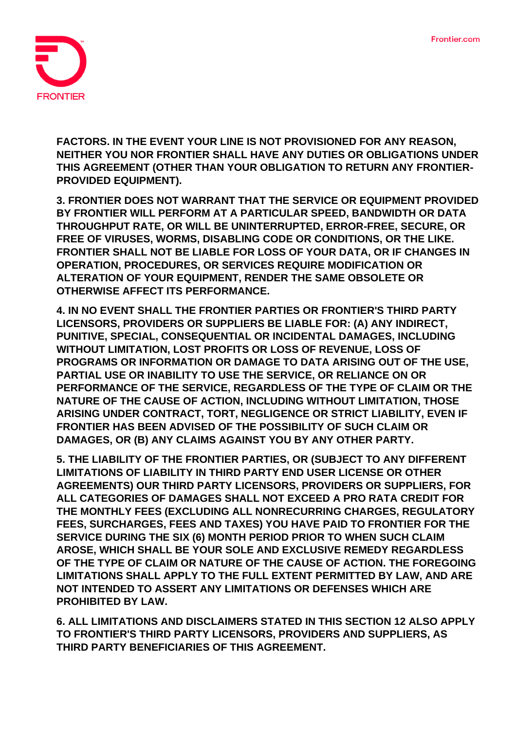**FACTORS. IN THE EVENT YOUR LINE IS NOT PROVISIONED FOR ANY REASON, NEITHER YOU NOR FRONTIER SHALL HAVE ANY DUTIES OR OBLIGATIONS UNDER THIS AGREEMENT (OTHER THAN YOUR OBLIGATION TO RETURN ANY FRONTIER-PROVIDED EQUIPMENT).**

**3. FRONTIER DOES NOT WARRANT THAT THE SERVICE OR EQUIPMENT PROVIDED BY FRONTIER WILL PERFORM AT A PARTICULAR SPEED, BANDWIDTH OR DATA THROUGHPUT RATE, OR WILL BE UNINTERRUPTED, ERROR-FREE, SECURE, OR FREE OF VIRUSES, WORMS, DISABLING CODE OR CONDITIONS, OR THE LIKE. FRONTIER SHALL NOT BE LIABLE FOR LOSS OF YOUR DATA, OR IF CHANGES IN OPERATION, PROCEDURES, OR SERVICES REQUIRE MODIFICATION OR ALTERATION OF YOUR EQUIPMENT, RENDER THE SAME OBSOLETE OR OTHERWISE AFFECT ITS PERFORMANCE.**

**4. IN NO EVENT SHALL THE FRONTIER PARTIES OR FRONTIER'S THIRD PARTY LICENSORS, PROVIDERS OR SUPPLIERS BE LIABLE FOR: (A) ANY INDIRECT, PUNITIVE, SPECIAL, CONSEQUENTIAL OR INCIDENTAL DAMAGES, INCLUDING WITHOUT LIMITATION, LOST PROFITS OR LOSS OF REVENUE, LOSS OF PROGRAMS OR INFORMATION OR DAMAGE TO DATA ARISING OUT OF THE USE, PARTIAL USE OR INABILITY TO USE THE SERVICE, OR RELIANCE ON OR PERFORMANCE OF THE SERVICE, REGARDLESS OF THE TYPE OF CLAIM OR THE NATURE OF THE CAUSE OF ACTION, INCLUDING WITHOUT LIMITATION, THOSE ARISING UNDER CONTRACT, TORT, NEGLIGENCE OR STRICT LIABILITY, EVEN IF FRONTIER HAS BEEN ADVISED OF THE POSSIBILITY OF SUCH CLAIM OR DAMAGES, OR (B) ANY CLAIMS AGAINST YOU BY ANY OTHER PARTY.**

**5. THE LIABILITY OF THE FRONTIER PARTIES, OR (SUBJECT TO ANY DIFFERENT LIMITATIONS OF LIABILITY IN THIRD PARTY END USER LICENSE OR OTHER AGREEMENTS) OUR THIRD PARTY LICENSORS, PROVIDERS OR SUPPLIERS, FOR ALL CATEGORIES OF DAMAGES SHALL NOT EXCEED A PRO RATA CREDIT FOR THE MONTHLY FEES (EXCLUDING ALL NONRECURRING CHARGES, REGULATORY FEES, SURCHARGES, FEES AND TAXES) YOU HAVE PAID TO FRONTIER FOR THE SERVICE DURING THE SIX (6) MONTH PERIOD PRIOR TO WHEN SUCH CLAIM AROSE, WHICH SHALL BE YOUR SOLE AND EXCLUSIVE REMEDY REGARDLESS OF THE TYPE OF CLAIM OR NATURE OF THE CAUSE OF ACTION. THE FOREGOING LIMITATIONS SHALL APPLY TO THE FULL EXTENT PERMITTED BY LAW, AND ARE NOT INTENDED TO ASSERT ANY LIMITATIONS OR DEFENSES WHICH ARE PROHIBITED BY LAW.**

**6. ALL LIMITATIONS AND DISCLAIMERS STATED IN THIS SECTION 12 ALSO APPLY TO FRONTIER'S THIRD PARTY LICENSORS, PROVIDERS AND SUPPLIERS, AS THIRD PARTY BENEFICIARIES OF THIS AGREEMENT.**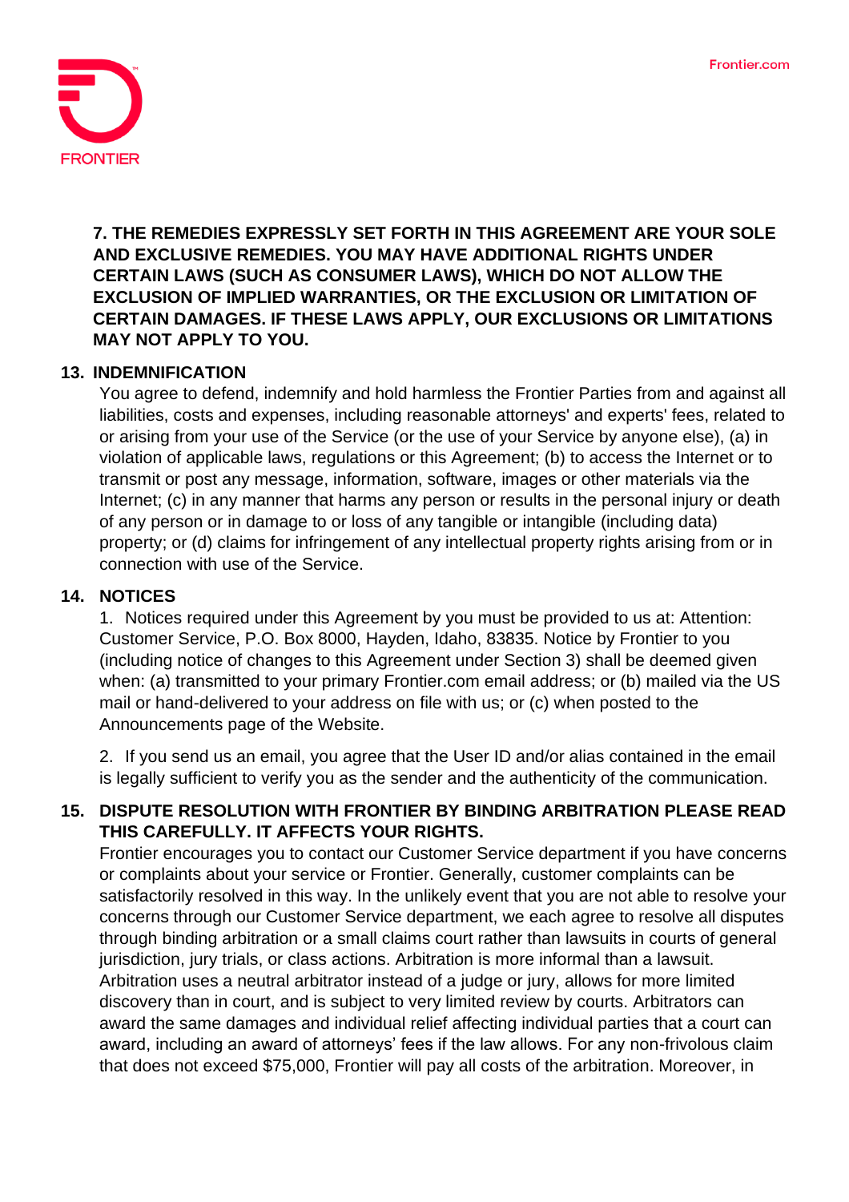**7. THE REMEDIES EXPRESSLY SET FORTH IN THIS AGREEMENT ARE YOUR SOLE AND EXCLUSIVE REMEDIES. YOU MAY HAVE ADDITIONAL RIGHTS UNDER CERTAIN LAWS (SUCH AS CONSUMER LAWS), WHICH DO NOT ALLOW THE EXCLUSION OF IMPLIED WARRANTIES, OR THE EXCLUSION OR LIMITATION OF CERTAIN DAMAGES. IF THESE LAWS APPLY, OUR EXCLUSIONS OR LIMITATIONS MAY NOT APPLY TO YOU.**

## 13. INDEMNIFICATION

You agree to defend, indemnify and hold harmless the Frontier Parties from and against all liabilities, costs and expenses, including reasonable attorneys' and experts' fees, related to or arising from your use of the Service (or the use of your Service by anyone else), (a) in violation of applicable laws, regulations or this Agreement; (b) to access the Internet or to transmit or post any message, information, software, images or other materials via the Internet; (c) in any manner that harms any person or results in the personal injury or death of any person or in damage to or loss of any tangible or intangible (including data) property; or (d) claims for infringement of any intellectual property rights arising from or in connection with use of the Service.

## 14. NOTICES

1. Notices required under this Agreement by you must be provided to us at: Attention: Customer Service, P.O. Box 8000, Hayden, Idaho, 83835. Notice by Frontier to you (including notice of changes to this Agreement under Section 3) shall be deemed given when: (a) transmitted to your primary Frontier.com email address; or (b) mailed via the US mail or hand-delivered to your address on file with us; or (c) when posted to the Announcements page of the Website.

2. If you send us an email, you agree that the User ID and/or alias contained in the email is legally sufficient to verify you as the sender and the authenticity of the communication.

## 15. DISPUTE RESOLUTION WITH FRONTIER BY BINDING ARBITRATION PLEASE READ THIS CAREFULLY. IT AFFECTS YOUR RIGHTS.

Frontier encourages you to contact our Customer Service department if you have concerns or complaints about your service or Frontier. Generally, customer complaints can be satisfactorily resolved in this way. In the unlikely event that you are not able to resolve your concerns through our Customer Service department, we each agree to resolve all disputes through binding arbitration or a small claims court rather than lawsuits in courts of general jurisdiction, jury trials, or class actions. Arbitration is more informal than a lawsuit. Arbitration uses a neutral arbitrator instead of a judge or jury, allows for more limited discovery than in court, and is subject to very limited review by courts. Arbitrators can award the same damages and individual relief affecting individual parties that a court can award, including an award of attorneys' fees if the law allows. For any non-frivolous claim that does not exceed $75,000, Frontier will pay all costs of the arbitration. Moreover, in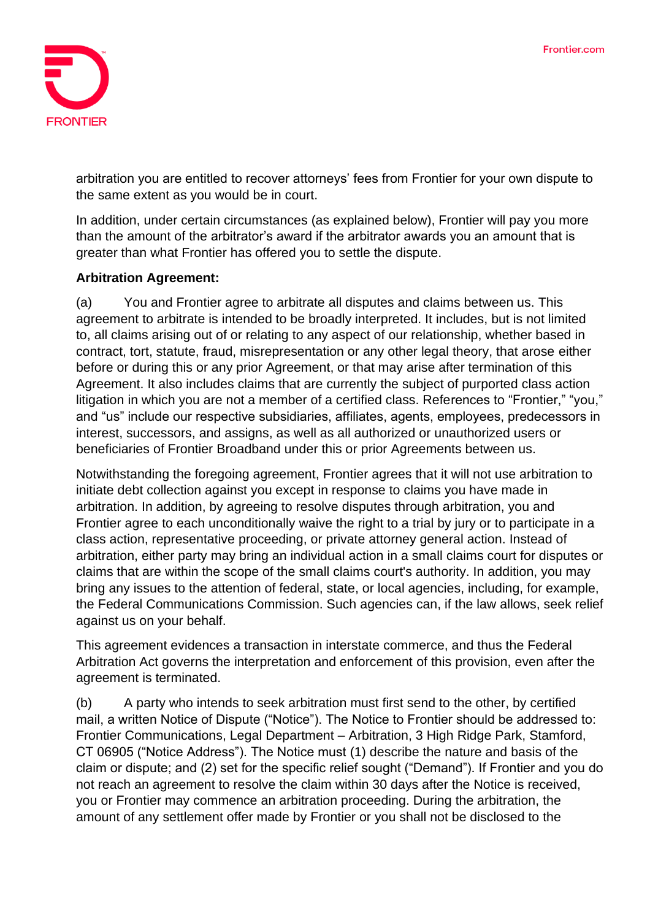arbitration you are entitled to recover attorneys' fees from Frontier for your own dispute to the same extent as you would be in court.

In addition, under certain circumstances (as explained below), Frontier will pay you more than the amount of the arbitrator's award if the arbitrator awards you an amount that is greater than what Frontier has offered you to settle the dispute.

**Arbitration Agreement:**

(a) You and Frontier agree to arbitrate all disputes and claims between us. This agreement to arbitrate is intended to be broadly interpreted. It includes, but is not limited to, all claims arising out of or relating to any aspect of our relationship, whether based in contract, tort, statute, fraud, misrepresentation or any other legal theory, that arose either before or during this or any prior Agreement, or that may arise after termination of this Agreement. It also includes claims that are currently the subject of purported class action litigation in which you are not a member of a certified class. References to "Frontier," "you," and "us" include our respective subsidiaries, affiliates, agents, employees, predecessors in interest, successors, and assigns, as well as all authorized or unauthorized users or beneficiaries of Frontier Broadband under this or prior Agreements between us.

Notwithstanding the foregoing agreement, Frontier agrees that it will not use arbitration to initiate debt collection against you except in response to claims you have made in arbitration. In addition, by agreeing to resolve disputes through arbitration, you and Frontier agree to each unconditionally waive the right to a trial by jury or to participate in a class action, representative proceeding, or private attorney general action. Instead of arbitration, either party may bring an individual action in a small claims court for disputes or claims that are within the scope of the small claims court's authority. In addition, you may bring any issues to the attention of federal, state, or local agencies, including, for example, the Federal Communications Commission. Such agencies can, if the law allows, seek relief against us on your behalf.

This agreement evidences a transaction in interstate commerce, and thus the Federal Arbitration Act governs the interpretation and enforcement of this provision, even after the agreement is terminated.

(b) A party who intends to seek arbitration must first send to the other, by certified mail, a written Notice of Dispute ("Notice"). The Notice to Frontier should be addressed to: Frontier Communications, Legal Department – Arbitration, 3 High Ridge Park, Stamford, CT 06905 ("Notice Address"). The Notice must (1) describe the nature and basis of the claim or dispute; and (2) set for the specific relief sought ("Demand"). If Frontier and you do not reach an agreement to resolve the claim within 30 days after the Notice is received, you or Frontier may commence an arbitration proceeding. During the arbitration, the amount of any settlement offer made by Frontier or you shall not be disclosed to the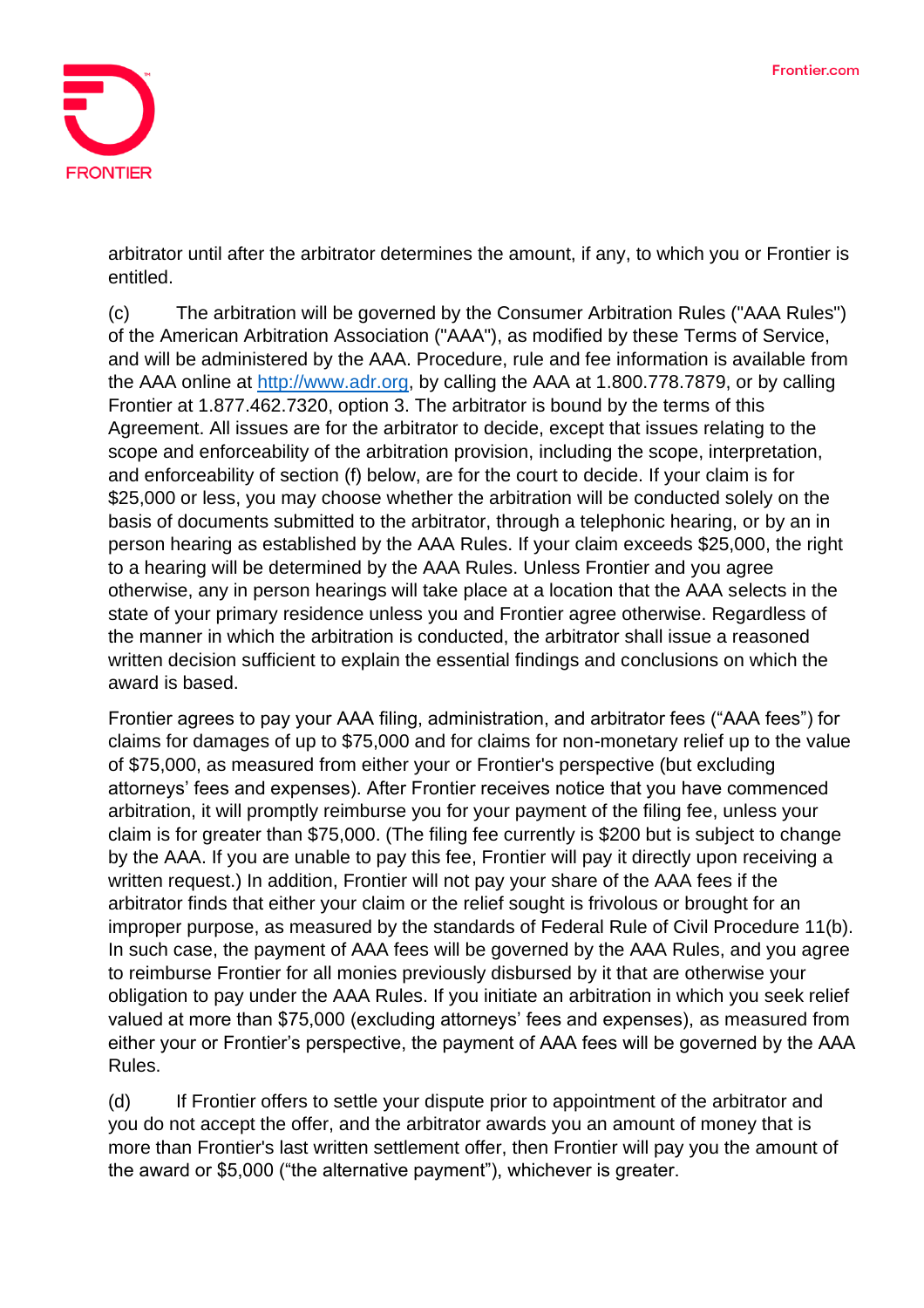arbitrator until after the arbitrator determines the amount, if any, to which you or Frontier is entitled.

(c) The arbitration will be governed by the Consumer Arbitration Rules ("AAA Rules") of the American Arbitration Association ("AAA"), as modified by these Terms of Service, and will be administered by the AAA. Procedure, rule and fee information is available from the AAA online at [http://www.adr.org](http://www.adr.org), by calling the AAA at 1.800.778.7879, or by calling Frontier at 1.877.462.7320, option 3. The arbitrator is bound by the terms of this Agreement. All issues are for the arbitrator to decide, except that issues relating to the scope and enforceability of the arbitration provision, including the scope, interpretation, and enforceability of section (f) below, are for the court to decide. If your claim is for $25,000 or less, you may choose whether the arbitration will be conducted solely on the basis of documents submitted to the arbitrator, through a telephonic hearing, or by an in person hearing as established by the AAA Rules. If your claim exceeds $25,000, the right to a hearing will be determined by the AAA Rules. Unless Frontier and you agree otherwise, any in person hearings will take place at a location that the AAA selects in the state of your primary residence unless you and Frontier agree otherwise. Regardless of the manner in which the arbitration is conducted, the arbitrator shall issue a reasoned written decision sufficient to explain the essential findings and conclusions on which the award is based.

Frontier agrees to pay your AAA filing, administration, and arbitrator fees ("AAA fees") for claims for damages of up to $75,000 and for claims for non-monetary relief up to the value of $75,000, as measured from either your or Frontier's perspective (but excluding attorneys' fees and expenses). After Frontier receives notice that you have commenced arbitration, it will promptly reimburse you for your payment of the filing fee, unless your claim is for greater than $75,000. (The filing fee currently is $200 but is subject to change by the AAA. If you are unable to pay this fee, Frontier will pay it directly upon receiving a written request.) In addition, Frontier will not pay your share of the AAA fees if the arbitrator finds that either your claim or the relief sought is frivolous or brought for an improper purpose, as measured by the standards of Federal Rule of Civil Procedure 11(b). In such case, the payment of AAA fees will be governed by the AAA Rules, and you agree to reimburse Frontier for all monies previously disbursed by it that are otherwise your obligation to pay under the AAA Rules. If you initiate an arbitration in which you seek relief valued at more than $75,000 (excluding attorneys' fees and expenses), as measured from either your or Frontier's perspective, the payment of AAA fees will be governed by the AAA Rules.

(d) If Frontier offers to settle your dispute prior to appointment of the arbitrator and you do not accept the offer, and the arbitrator awards you an amount of money that is more than Frontier's last written settlement offer, then Frontier will pay you the amount of the award or $5,000 ("the alternative payment"), whichever is greater.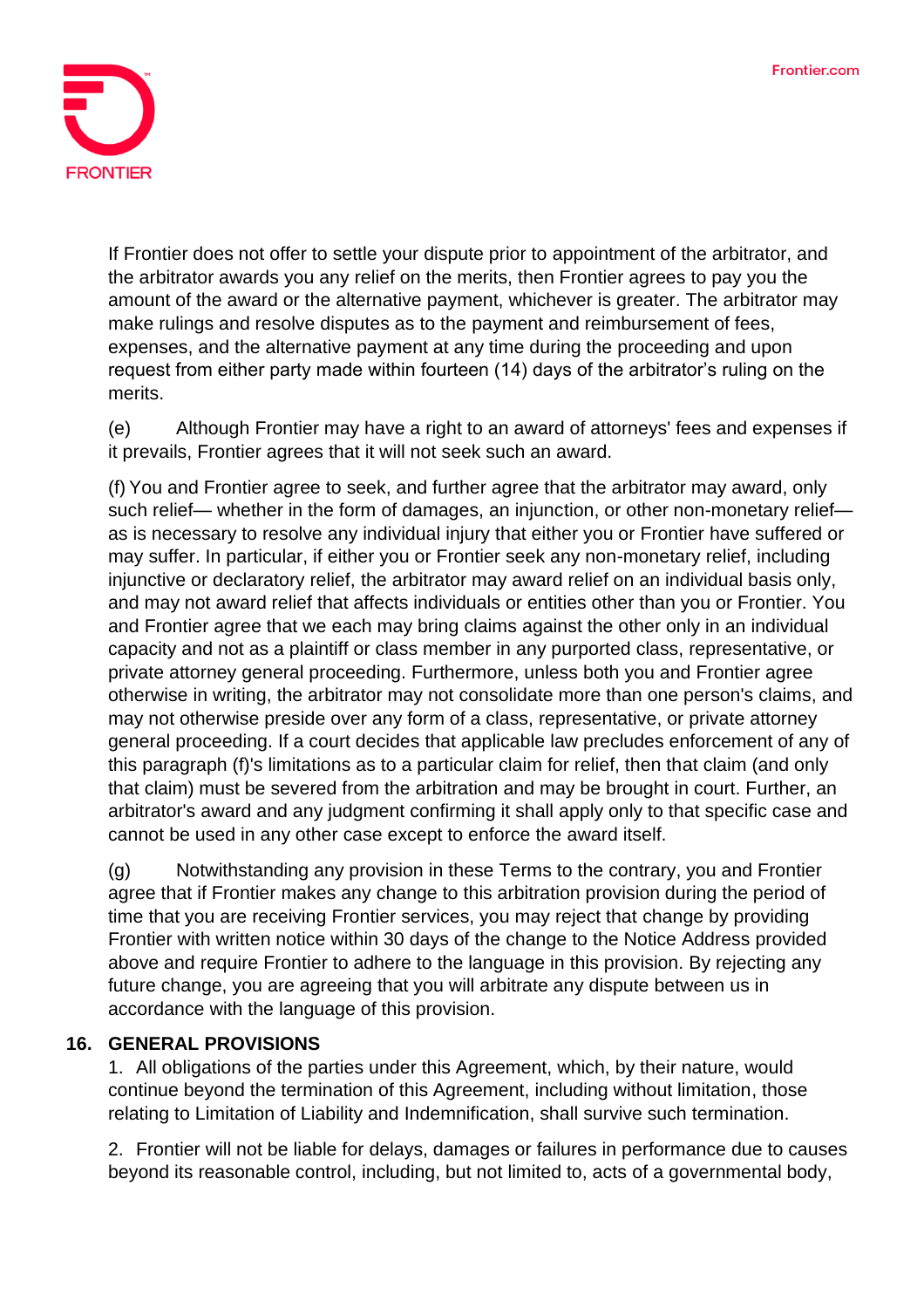If Frontier does not offer to settle your dispute prior to appointment of the arbitrator, and the arbitrator awards you any relief on the merits, then Frontier agrees to pay you the amount of the award or the alternative payment, whichever is greater. The arbitrator may make rulings and resolve disputes as to the payment and reimbursement of fees, expenses, and the alternative payment at any time during the proceeding and upon request from either party made within fourteen (14) days of the arbitrator's ruling on the merits.

(e) Although Frontier may have a right to an award of attorneys' fees and expenses if it prevails, Frontier agrees that it will not seek such an award.

(f) You and Frontier agree to seek, and further agree that the arbitrator may award, only such relief— whether in the form of damages, an injunction, or other non-monetary relief— as is necessary to resolve any individual injury that either you or Frontier have suffered or may suffer. In particular, if either you or Frontier seek any non-monetary relief, including injunctive or declaratory relief, the arbitrator may award relief on an individual basis only, and may not award relief that affects individuals or entities other than you or Frontier. You and Frontier agree that we each may bring claims against the other only in an individual capacity and not as a plaintiff or class member in any purported class, representative, or private attorney general proceeding. Furthermore, unless both you and Frontier agree otherwise in writing, the arbitrator may not consolidate more than one person's claims, and may not otherwise preside over any form of a class, representative, or private attorney general proceeding. If a court decides that applicable law precludes enforcement of any of this paragraph (f)'s limitations as to a particular claim for relief, then that claim (and only that claim) must be severed from the arbitration and may be brought in court. Further, an arbitrator's award and any judgment confirming it shall apply only to that specific case and cannot be used in any other case except to enforce the award itself.

(g) Notwithstanding any provision in these Terms to the contrary, you and Frontier agree that if Frontier makes any change to this arbitration provision during the period of time that you are receiving Frontier services, you may reject that change by providing Frontier with written notice within 30 days of the change to the Notice Address provided above and require Frontier to adhere to the language in this provision. By rejecting any future change, you are agreeing that you will arbitrate any dispute between us in accordance with the language of this provision.

## 16. GENERAL PROVISIONS

1. All obligations of the parties under this Agreement, which, by their nature, would continue beyond the termination of this Agreement, including without limitation, those relating to Limitation of Liability and Indemnification, shall survive such termination.

2. Frontier will not be liable for delays, damages or failures in performance due to causes beyond its reasonable control, including, but not limited to, acts of a governmental body,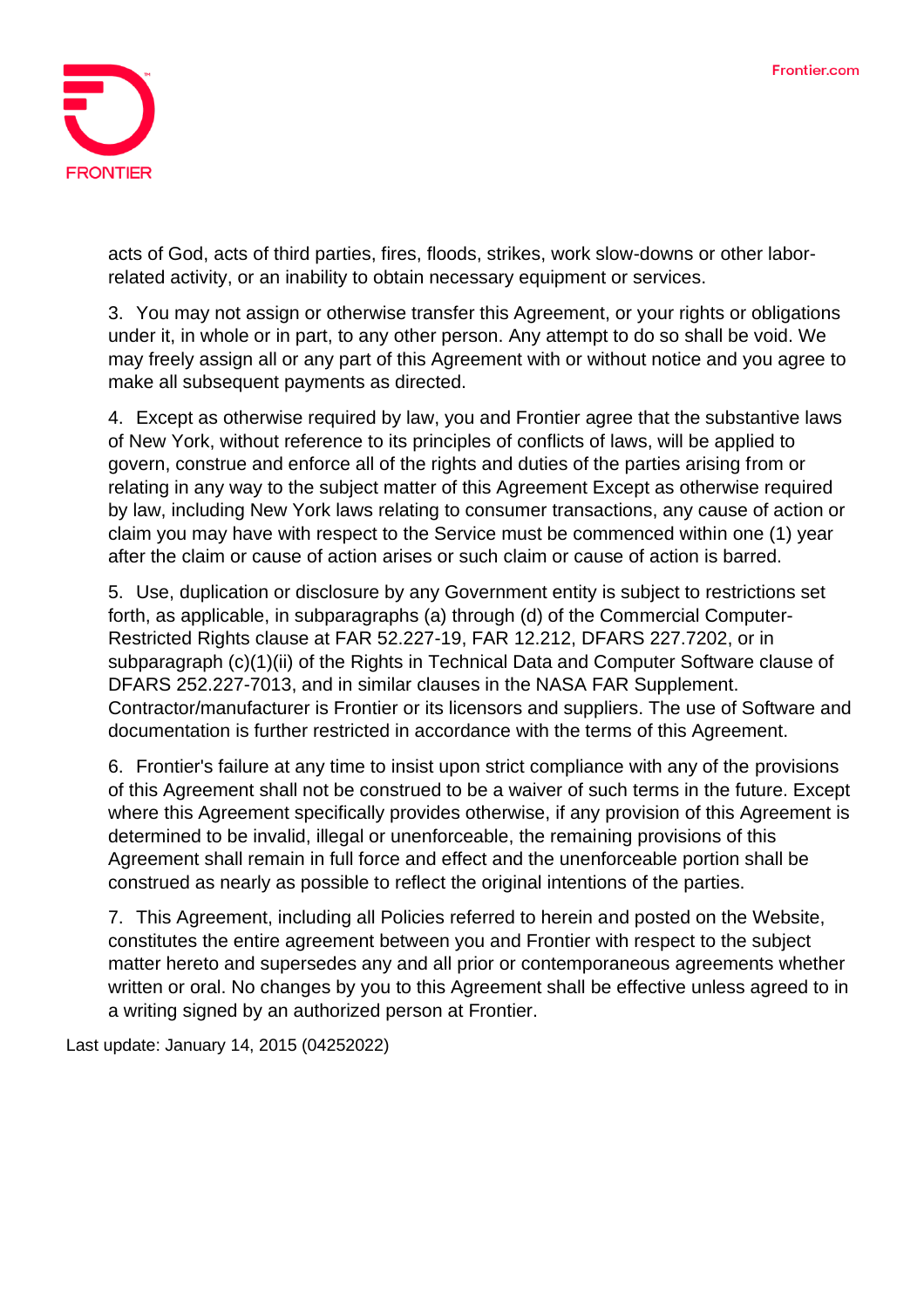acts of God, acts of third parties, fires, floods, strikes, work slow-downs or other labor-related activity, or an inability to obtain necessary equipment or services.

3. You may not assign or otherwise transfer this Agreement, or your rights or obligations under it, in whole or in part, to any other person. Any attempt to do so shall be void. We may freely assign all or any part of this Agreement with or without notice and you agree to make all subsequent payments as directed.

4. Except as otherwise required by law, you and Frontier agree that the substantive laws of New York, without reference to its principles of conflicts of laws, will be applied to govern, construe and enforce all of the rights and duties of the parties arising from or relating in any way to the subject matter of this Agreement Except as otherwise required by law, including New York laws relating to consumer transactions, any cause of action or claim you may have with respect to the Service must be commenced within one (1) year after the claim or cause of action arises or such claim or cause of action is barred.

5. Use, duplication or disclosure by any Government entity is subject to restrictions set forth, as applicable, in subparagraphs (a) through (d) of the Commercial Computer-Restricted Rights clause at FAR 52.227-19, FAR 12.212, DFARS 227.7202, or in subparagraph (c)(1)(ii) of the Rights in Technical Data and Computer Software clause of DFARS 252.227-7013, and in similar clauses in the NASA FAR Supplement. Contractor/manufacturer is Frontier or its licensors and suppliers. The use of Software and documentation is further restricted in accordance with the terms of this Agreement.

6. Frontier's failure at any time to insist upon strict compliance with any of the provisions of this Agreement shall not be construed to be a waiver of such terms in the future. Except where this Agreement specifically provides otherwise, if any provision of this Agreement is determined to be invalid, illegal or unenforceable, the remaining provisions of this Agreement shall remain in full force and effect and the unenforceable portion shall be construed as nearly as possible to reflect the original intentions of the parties.

7. This Agreement, including all Policies referred to herein and posted on the Website, constitutes the entire agreement between you and Frontier with respect to the subject matter hereto and supersedes any and all prior or contemporaneous agreements whether written or oral. No changes by you to this Agreement shall be effective unless agreed to in a writing signed by an authorized person at Frontier.

Last update: January 14, 2015 (04252022)